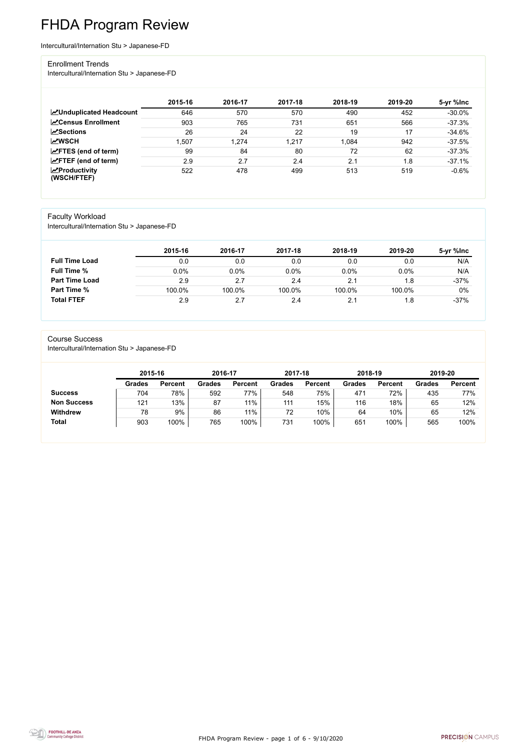# FHDA Program Review

Intercultural/Internation Stu > Japanese-FD

## Enrollment Trends

Intercultural/Internation Stu > Japanese-FD

| | 2015-16 | 2016-17 | 2017-18 | 2018-19 | 2019-20 | 5-yr %Inc |
|---|---|---|---|---|---|---|
| **Unduplicated Headcount** | 646 | 570 | 570 | 490 | 452 | -30.0% |
| **Census Enrollment** | 903 | 765 | 731 | 651 | 566 | -37.3% |
| **Sections** | 26 | 24 | 22 | 19 | 17 | -34.6% |
| **WSCH** | 1,507 | 1,274 | 1,217 | 1,084 | 942 | -37.5% |
| **FTES (end of term)** | 99 | 84 | 80 | 72 | 62 | -37.3% |
| **FTEF (end of term)** | 2.9 | 2.7 | 2.4 | 2.1 | 1.8 | -37.1% |
| **Productivity (WSCH/FTEF)** | 522 | 478 | 499 | 513 | 519 | -0.6% |

## Faculty Workload

Intercultural/Internation Stu > Japanese-FD

| | 2015-16 | 2016-17 | 2017-18 | 2018-19 | 2019-20 | 5-yr %Inc |
|---|---|---|---|---|---|---|
| **Full Time Load** | 0.0 | 0.0 | 0.0 | 0.0 | 0.0 | N/A |
| **Full Time %** | 0.0% | 0.0% | 0.0% | 0.0% | 0.0% | N/A |
| **Part Time Load** | 2.9 | 2.7 | 2.4 | 2.1 | 1.8 | -37% |
| **Part Time %** | 100.0% | 100.0% | 100.0% | 100.0% | 100.0% | 0% |
| **Total FTEF** | 2.9 | 2.7 | 2.4 | 2.1 | 1.8 | -37% |

## Course Success

Intercultural/Internation Stu > Japanese-FD

| | 2015-16 | | 2016-17 | | 2017-18 | | 2018-19 | | 2019-20 | |
|---|---|---|---|---|---|---|---|---|---|---|
| | Grades | Percent | Grades | Percent | Grades | Percent | Grades | Percent | Grades | Percent |
| **Success** | 704 | 78% | 592 | 77% | 548 | 75% | 471 | 72% | 435 | 77% |
| **Non Success** | 121 | 13% | 87 | 11% | 111 | 15% | 116 | 18% | 65 | 12% |
| **Withdrew** | 78 | 9% | 86 | 11% | 72 | 10% | 64 | 10% | 65 | 12% |
| **Total** | 903 | 100% | 765 | 100% | 731 | 100% | 651 | 100% | 565 | 100% |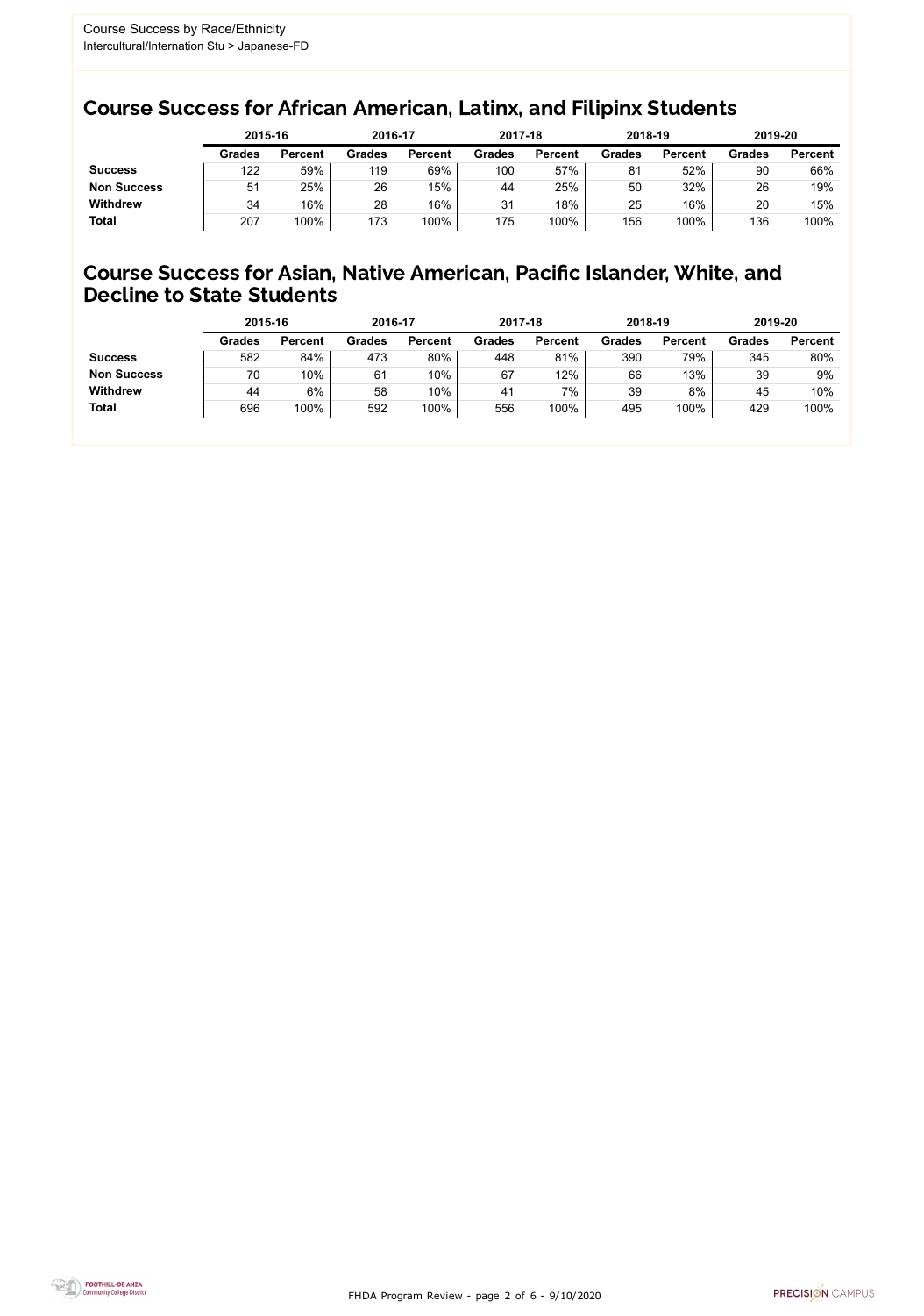Course Success by Race/Ethnicity
Intercultural/Internation Stu > Japanese-FD

## Course Success for African American, Latinx, and Filipinx Students

| | 2015-16 | | 2016-17 | | 2017-18 | | 2018-19 | | 2019-20 | |
|---|---|---|---|---|---|---|---|---|---|---|
| | **Grades** | **Percent** | **Grades** | **Percent** | **Grades** | **Percent** | **Grades** | **Percent** | **Grades** | **Percent** |
| **Success** | 122 | 59% | 119 | 69% | 100 | 57% | 81 | 52% | 90 | 66% |
| **Non Success** | 51 | 25% | 26 | 15% | 44 | 25% | 50 | 32% | 26 | 19% |
| **Withdrew** | 34 | 16% | 28 | 16% | 31 | 18% | 25 | 16% | 20 | 15% |
| **Total** | 207 | 100% | 173 | 100% | 175 | 100% | 156 | 100% | 136 | 100% |

## Course Success for Asian, Native American, Pacific Islander, White, and Decline to State Students

| | 2015-16 | | 2016-17 | | 2017-18 | | 2018-19 | | 2019-20 | |
|---|---|---|---|---|---|---|---|---|---|---|
| | **Grades** | **Percent** | **Grades** | **Percent** | **Grades** | **Percent** | **Grades** | **Percent** | **Grades** | **Percent** |
| **Success** | 582 | 84% | 473 | 80% | 448 | 81% | 390 | 79% | 345 | 80% |
| **Non Success** | 70 | 10% | 61 | 10% | 67 | 12% | 66 | 13% | 39 | 9% |
| **Withdrew** | 44 | 6% | 58 | 10% | 41 | 7% | 39 | 8% | 45 | 10% |
| **Total** | 696 | 100% | 592 | 100% | 556 | 100% | 495 | 100% | 429 | 100% |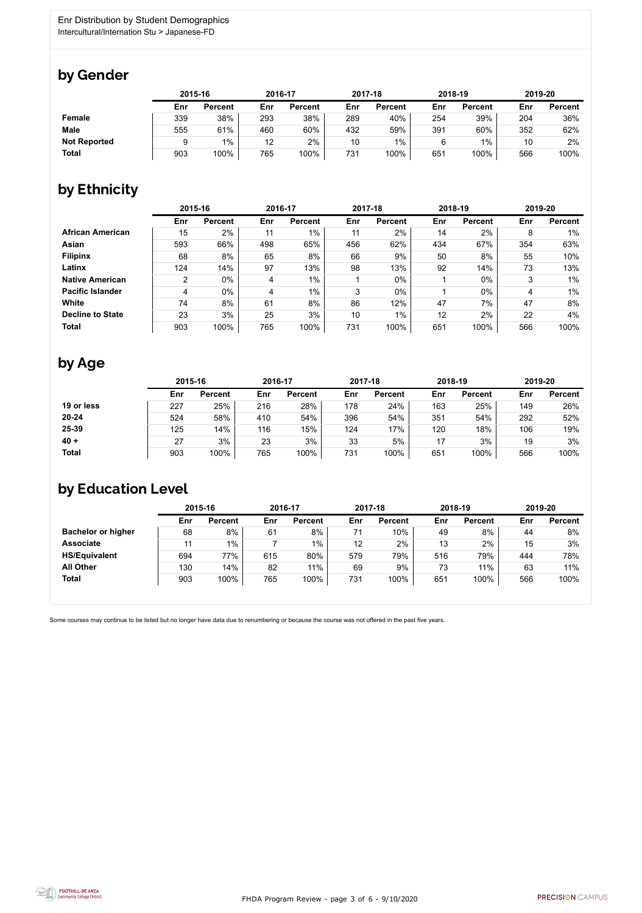Enr Distribution by Student Demographics
Intercultural/Internation Stu > Japanese-FD

## by Gender

| | 2015-16 | | 2016-17 | | 2017-18 | | 2018-19 | | 2019-20 | |
|---|---|---|---|---|---|---|---|---|---|---|
| | Enr | Percent | Enr | Percent | Enr | Percent | Enr | Percent | Enr | Percent |
| **Female** | 339 | 38% | 293 | 38% | 289 | 40% | 254 | 39% | 204 | 36% |
| **Male** | 555 | 61% | 460 | 60% | 432 | 59% | 391 | 60% | 352 | 62% |
| **Not Reported** | 9 | 1% | 12 | 2% | 10 | 1% | 6 | 1% | 10 | 2% |
| **Total** | 903 | 100% | 765 | 100% | 731 | 100% | 651 | 100% | 566 | 100% |

## by Ethnicity

| | 2015-16 | | 2016-17 | | 2017-18 | | 2018-19 | | 2019-20 | |
|---|---|---|---|---|---|---|---|---|---|---|
| | Enr | Percent | Enr | Percent | Enr | Percent | Enr | Percent | Enr | Percent |
| **African American** | 15 | 2% | 11 | 1% | 11 | 2% | 14 | 2% | 8 | 1% |
| **Asian** | 593 | 66% | 498 | 65% | 456 | 62% | 434 | 67% | 354 | 63% |
| **Filipinx** | 68 | 8% | 65 | 8% | 66 | 9% | 50 | 8% | 55 | 10% |
| **Latinx** | 124 | 14% | 97 | 13% | 98 | 13% | 92 | 14% | 73 | 13% |
| **Native American** | 2 | 0% | 4 | 1% | 1 | 0% | 1 | 0% | 3 | 1% |
| **Pacific Islander** | 4 | 0% | 4 | 1% | 3 | 0% | 1 | 0% | 4 | 1% |
| **White** | 74 | 8% | 61 | 8% | 86 | 12% | 47 | 7% | 47 | 8% |
| **Decline to State** | 23 | 3% | 25 | 3% | 10 | 1% | 12 | 2% | 22 | 4% |
| **Total** | 903 | 100% | 765 | 100% | 731 | 100% | 651 | 100% | 566 | 100% |

## by Age

| | 2015-16 | | 2016-17 | | 2017-18 | | 2018-19 | | 2019-20 | |
|---|---|---|---|---|---|---|---|---|---|---|
| | Enr | Percent | Enr | Percent | Enr | Percent | Enr | Percent | Enr | Percent |
| **19 or less** | 227 | 25% | 216 | 28% | 178 | 24% | 163 | 25% | 149 | 26% |
| **20-24** | 524 | 58% | 410 | 54% | 396 | 54% | 351 | 54% | 292 | 52% |
| **25-39** | 125 | 14% | 116 | 15% | 124 | 17% | 120 | 18% | 106 | 19% |
| **40 +** | 27 | 3% | 23 | 3% | 33 | 5% | 17 | 3% | 19 | 3% |
| **Total** | 903 | 100% | 765 | 100% | 731 | 100% | 651 | 100% | 566 | 100% |

## by Education Level

| | 2015-16 | | 2016-17 | | 2017-18 | | 2018-19 | | 2019-20 | |
|---|---|---|---|---|---|---|---|---|---|---|
| | Enr | Percent | Enr | Percent | Enr | Percent | Enr | Percent | Enr | Percent |
| **Bachelor or higher** | 68 | 8% | 61 | 8% | 71 | 10% | 49 | 8% | 44 | 8% |
| **Associate** | 11 | 1% | 7 | 1% | 12 | 2% | 13 | 2% | 15 | 3% |
| **HS/Equivalent** | 694 | 77% | 615 | 80% | 579 | 79% | 516 | 79% | 444 | 78% |
| **All Other** | 130 | 14% | 82 | 11% | 69 | 9% | 73 | 11% | 63 | 11% |
| **Total** | 903 | 100% | 765 | 100% | 731 | 100% | 651 | 100% | 566 | 100% |

Some courses may continue to be listed but no longer have data due to renumbering or because the course was not offered in the past five years.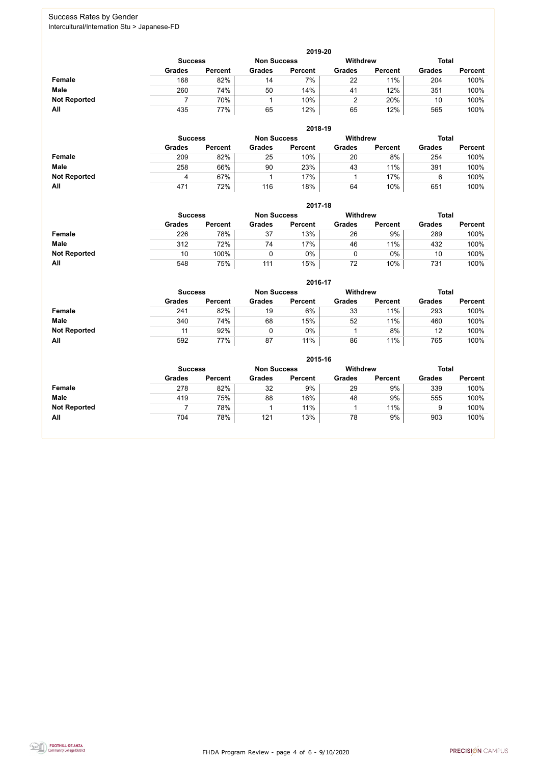# Success Rates by Gender

Intercultural/Internation Stu > Japanese-FD

### 2019-20

| | Success | | Non Success | | Withdrew | | Total | |
|---|---|---|---|---|---|---|---|---|
| | Grades | Percent | Grades | Percent | Grades | Percent | Grades | Percent |
| **Female** | 168 | 82% | 14 | 7% | 22 | 11% | 204 | 100% |
| **Male** | 260 | 74% | 50 | 14% | 41 | 12% | 351 | 100% |
| **Not Reported** | 7 | 70% | 1 | 10% | 2 | 20% | 10 | 100% |
| **All** | 435 | 77% | 65 | 12% | 65 | 12% | 565 | 100% |

### 2018-19

| | Success | | Non Success | | Withdrew | | Total | |
|---|---|---|---|---|---|---|---|---|
| | Grades | Percent | Grades | Percent | Grades | Percent | Grades | Percent |
| **Female** | 209 | 82% | 25 | 10% | 20 | 8% | 254 | 100% |
| **Male** | 258 | 66% | 90 | 23% | 43 | 11% | 391 | 100% |
| **Not Reported** | 4 | 67% | 1 | 17% | 1 | 17% | 6 | 100% |
| **All** | 471 | 72% | 116 | 18% | 64 | 10% | 651 | 100% |

### 2017-18

| | Success | | Non Success | | Withdrew | | Total | |
|---|---|---|---|---|---|---|---|---|
| | Grades | Percent | Grades | Percent | Grades | Percent | Grades | Percent |
| **Female** | 226 | 78% | 37 | 13% | 26 | 9% | 289 | 100% |
| **Male** | 312 | 72% | 74 | 17% | 46 | 11% | 432 | 100% |
| **Not Reported** | 10 | 100% | 0 | 0% | 0 | 0% | 10 | 100% |
| **All** | 548 | 75% | 111 | 15% | 72 | 10% | 731 | 100% |

### 2016-17

| | Success | | Non Success | | Withdrew | | Total | |
|---|---|---|---|---|---|---|---|---|
| | Grades | Percent | Grades | Percent | Grades | Percent | Grades | Percent |
| **Female** | 241 | 82% | 19 | 6% | 33 | 11% | 293 | 100% |
| **Male** | 340 | 74% | 68 | 15% | 52 | 11% | 460 | 100% |
| **Not Reported** | 11 | 92% | 0 | 0% | 1 | 8% | 12 | 100% |
| **All** | 592 | 77% | 87 | 11% | 86 | 11% | 765 | 100% |

### 2015-16

| | Success | | Non Success | | Withdrew | | Total | |
|---|---|---|---|---|---|---|---|---|
| | Grades | Percent | Grades | Percent | Grades | Percent | Grades | Percent |
| **Female** | 278 | 82% | 32 | 9% | 29 | 9% | 339 | 100% |
| **Male** | 419 | 75% | 88 | 16% | 48 | 9% | 555 | 100% |
| **Not Reported** | 7 | 78% | 1 | 11% | 1 | 11% | 9 | 100% |
| **All** | 704 | 78% | 121 | 13% | 78 | 9% | 903 | 100% |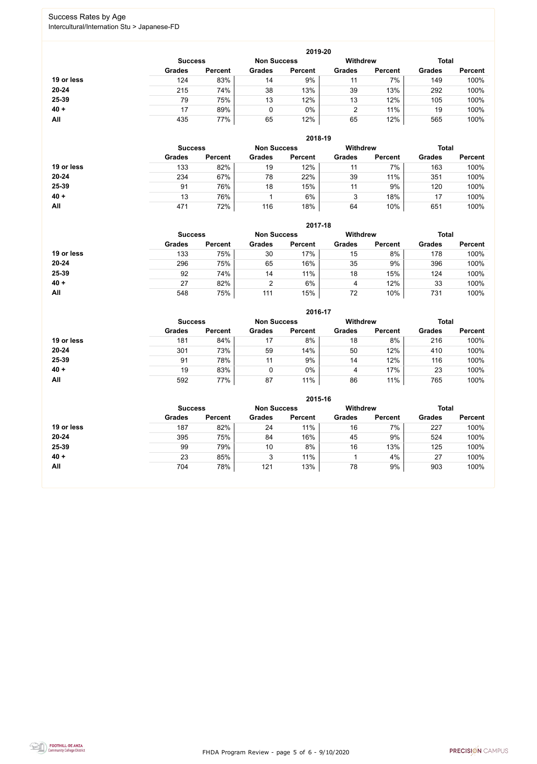# Success Rates by Age

Intercultural/Internation Stu > Japanese-FD

| 2019-20 | Success | | Non Success | | Withdrew | | Total | |
|---|---|---|---|---|---|---|---|---|
| | Grades | Percent | Grades | Percent | Grades | Percent | Grades | Percent |
| **19 or less** | 124 | 83% | 14 | 9% | 11 | 7% | 149 | 100% |
| **20-24** | 215 | 74% | 38 | 13% | 39 | 13% | 292 | 100% |
| **25-39** | 79 | 75% | 13 | 12% | 13 | 12% | 105 | 100% |
| **40 +** | 17 | 89% | 0 | 0% | 2 | 11% | 19 | 100% |
| **All** | 435 | 77% | 65 | 12% | 65 | 12% | 565 | 100% |

| 2018-19 | Success | | Non Success | | Withdrew | | Total | |
|---|---|---|---|---|---|---|---|---|
| | Grades | Percent | Grades | Percent | Grades | Percent | Grades | Percent |
| **19 or less** | 133 | 82% | 19 | 12% | 11 | 7% | 163 | 100% |
| **20-24** | 234 | 67% | 78 | 22% | 39 | 11% | 351 | 100% |
| **25-39** | 91 | 76% | 18 | 15% | 11 | 9% | 120 | 100% |
| **40 +** | 13 | 76% | 1 | 6% | 3 | 18% | 17 | 100% |
| **All** | 471 | 72% | 116 | 18% | 64 | 10% | 651 | 100% |

| 2017-18 | Success | | Non Success | | Withdrew | | Total | |
|---|---|---|---|---|---|---|---|---|
| | Grades | Percent | Grades | Percent | Grades | Percent | Grades | Percent |
| **19 or less** | 133 | 75% | 30 | 17% | 15 | 8% | 178 | 100% |
| **20-24** | 296 | 75% | 65 | 16% | 35 | 9% | 396 | 100% |
| **25-39** | 92 | 74% | 14 | 11% | 18 | 15% | 124 | 100% |
| **40 +** | 27 | 82% | 2 | 6% | 4 | 12% | 33 | 100% |
| **All** | 548 | 75% | 111 | 15% | 72 | 10% | 731 | 100% |

| 2016-17 | Success | | Non Success | | Withdrew | | Total | |
|---|---|---|---|---|---|---|---|---|
| | Grades | Percent | Grades | Percent | Grades | Percent | Grades | Percent |
| **19 or less** | 181 | 84% | 17 | 8% | 18 | 8% | 216 | 100% |
| **20-24** | 301 | 73% | 59 | 14% | 50 | 12% | 410 | 100% |
| **25-39** | 91 | 78% | 11 | 9% | 14 | 12% | 116 | 100% |
| **40 +** | 19 | 83% | 0 | 0% | 4 | 17% | 23 | 100% |
| **All** | 592 | 77% | 87 | 11% | 86 | 11% | 765 | 100% |

| 2015-16 | Success | | Non Success | | Withdrew | | Total | |
|---|---|---|---|---|---|---|---|---|
| | Grades | Percent | Grades | Percent | Grades | Percent | Grades | Percent |
| **19 or less** | 187 | 82% | 24 | 11% | 16 | 7% | 227 | 100% |
| **20-24** | 395 | 75% | 84 | 16% | 45 | 9% | 524 | 100% |
| **25-39** | 99 | 79% | 10 | 8% | 16 | 13% | 125 | 100% |
| **40 +** | 23 | 85% | 3 | 11% | 1 | 4% | 27 | 100% |
| **All** | 704 | 78% | 121 | 13% | 78 | 9% | 903 | 100% |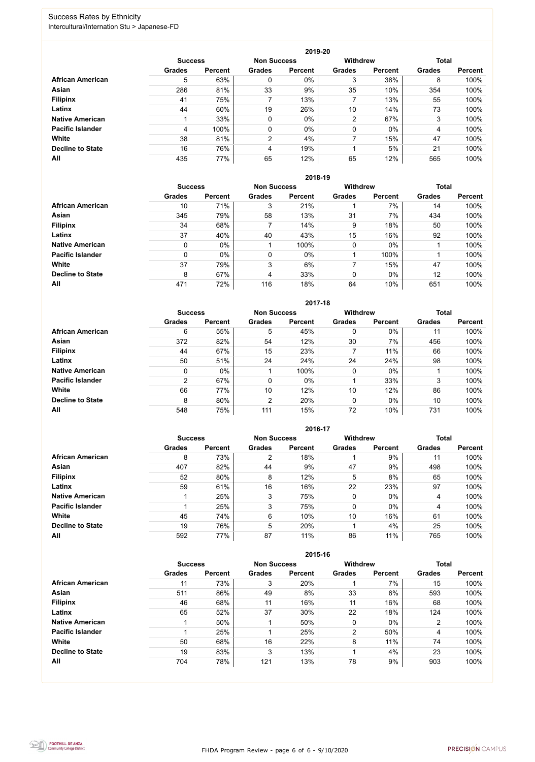# Success Rates by Ethnicity

Intercultural/Internation Stu > Japanese-FD

| 2019-20 | Success | | Non Success | | Withdrew | | Total | |
|---|---|---|---|---|---|---|---|---|
| | Grades | Percent | Grades | Percent | Grades | Percent | Grades | Percent |
| **African American** | 5 | 63% | 0 | 0% | 3 | 38% | 8 | 100% |
| **Asian** | 286 | 81% | 33 | 9% | 35 | 10% | 354 | 100% |
| **Filipinx** | 41 | 75% | 7 | 13% | 7 | 13% | 55 | 100% |
| **Latinx** | 44 | 60% | 19 | 26% | 10 | 14% | 73 | 100% |
| **Native American** | 1 | 33% | 0 | 0% | 2 | 67% | 3 | 100% |
| **Pacific Islander** | 4 | 100% | 0 | 0% | 0 | 0% | 4 | 100% |
| **White** | 38 | 81% | 2 | 4% | 7 | 15% | 47 | 100% |
| **Decline to State** | 16 | 76% | 4 | 19% | 1 | 5% | 21 | 100% |
| **All** | 435 | 77% | 65 | 12% | 65 | 12% | 565 | 100% |

| 2018-19 | Success | | Non Success | | Withdrew | | Total | |
|---|---|---|---|---|---|---|---|---|
| | Grades | Percent | Grades | Percent | Grades | Percent | Grades | Percent |
| **African American** | 10 | 71% | 3 | 21% | 1 | 7% | 14 | 100% |
| **Asian** | 345 | 79% | 58 | 13% | 31 | 7% | 434 | 100% |
| **Filipinx** | 34 | 68% | 7 | 14% | 9 | 18% | 50 | 100% |
| **Latinx** | 37 | 40% | 40 | 43% | 15 | 16% | 92 | 100% |
| **Native American** | 0 | 0% | 1 | 100% | 0 | 0% | 1 | 100% |
| **Pacific Islander** | 0 | 0% | 0 | 0% | 1 | 100% | 1 | 100% |
| **White** | 37 | 79% | 3 | 6% | 7 | 15% | 47 | 100% |
| **Decline to State** | 8 | 67% | 4 | 33% | 0 | 0% | 12 | 100% |
| **All** | 471 | 72% | 116 | 18% | 64 | 10% | 651 | 100% |

| 2017-18 | Success | | Non Success | | Withdrew | | Total | |
|---|---|---|---|---|---|---|---|---|
| | Grades | Percent | Grades | Percent | Grades | Percent | Grades | Percent |
| **African American** | 6 | 55% | 5 | 45% | 0 | 0% | 11 | 100% |
| **Asian** | 372 | 82% | 54 | 12% | 30 | 7% | 456 | 100% |
| **Filipinx** | 44 | 67% | 15 | 23% | 7 | 11% | 66 | 100% |
| **Latinx** | 50 | 51% | 24 | 24% | 24 | 24% | 98 | 100% |
| **Native American** | 0 | 0% | 1 | 100% | 0 | 0% | 1 | 100% |
| **Pacific Islander** | 2 | 67% | 0 | 0% | 1 | 33% | 3 | 100% |
| **White** | 66 | 77% | 10 | 12% | 10 | 12% | 86 | 100% |
| **Decline to State** | 8 | 80% | 2 | 20% | 0 | 0% | 10 | 100% |
| **All** | 548 | 75% | 111 | 15% | 72 | 10% | 731 | 100% |

| 2016-17 | Success | | Non Success | | Withdrew | | Total | |
|---|---|---|---|---|---|---|---|---|
| | Grades | Percent | Grades | Percent | Grades | Percent | Grades | Percent |
| **African American** | 8 | 73% | 2 | 18% | 1 | 9% | 11 | 100% |
| **Asian** | 407 | 82% | 44 | 9% | 47 | 9% | 498 | 100% |
| **Filipinx** | 52 | 80% | 8 | 12% | 5 | 8% | 65 | 100% |
| **Latinx** | 59 | 61% | 16 | 16% | 22 | 23% | 97 | 100% |
| **Native American** | 1 | 25% | 3 | 75% | 0 | 0% | 4 | 100% |
| **Pacific Islander** | 1 | 25% | 3 | 75% | 0 | 0% | 4 | 100% |
| **White** | 45 | 74% | 6 | 10% | 10 | 16% | 61 | 100% |
| **Decline to State** | 19 | 76% | 5 | 20% | 1 | 4% | 25 | 100% |
| **All** | 592 | 77% | 87 | 11% | 86 | 11% | 765 | 100% |

| 2015-16 | Success | | Non Success | | Withdrew | | Total | |
|---|---|---|---|---|---|---|---|---|
| | Grades | Percent | Grades | Percent | Grades | Percent | Grades | Percent |
| **African American** | 11 | 73% | 3 | 20% | 1 | 7% | 15 | 100% |
| **Asian** | 511 | 86% | 49 | 8% | 33 | 6% | 593 | 100% |
| **Filipinx** | 46 | 68% | 11 | 16% | 11 | 16% | 68 | 100% |
| **Latinx** | 65 | 52% | 37 | 30% | 22 | 18% | 124 | 100% |
| **Native American** | 1 | 50% | 1 | 50% | 0 | 0% | 2 | 100% |
| **Pacific Islander** | 1 | 25% | 1 | 25% | 2 | 50% | 4 | 100% |
| **White** | 50 | 68% | 16 | 22% | 8 | 11% | 74 | 100% |
| **Decline to State** | 19 | 83% | 3 | 13% | 1 | 4% | 23 | 100% |
| **All** | 704 | 78% | 121 | 13% | 78 | 9% | 903 | 100% |